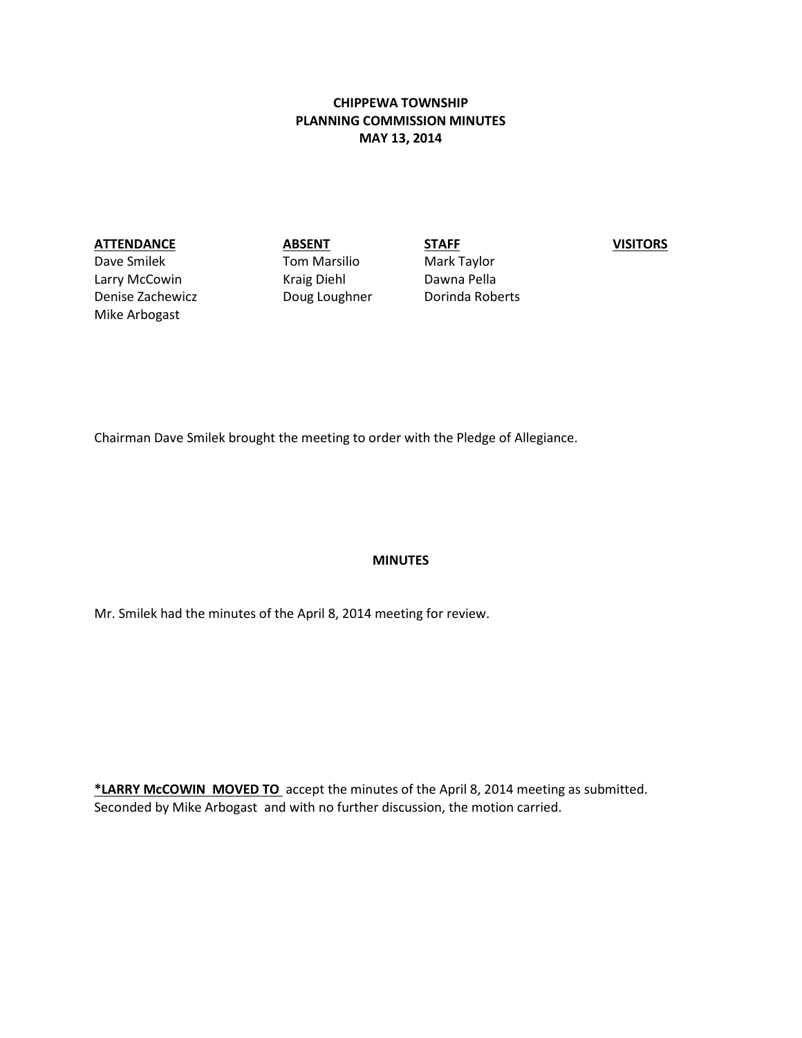**CHIPPEWA TOWNSHIP**
**PLANNING COMMISSION MINUTES**
**MAY 13, 2014**

| **ATTENDANCE** | **ABSENT** | **STAFF** | **VISITORS** |
| --- | --- | --- | --- |
| Dave Smilek | Tom Marsilio | Mark Taylor | |
| Larry McCowin | Kraig Diehl | Dawna Pella | |
| Denise Zachewicz | Doug Loughner | Dorinda Roberts | |
| Mike Arbogast | | | |

Chairman Dave Smilek brought the meeting to order with the Pledge of Allegiance.

**MINUTES**

Mr. Smilek had the minutes of the April 8, 2014 meeting for review.

**\*LARRY McCOWIN MOVED TO** accept the minutes of the April 8, 2014 meeting as submitted. Seconded by Mike Arbogast and with no further discussion, the motion carried.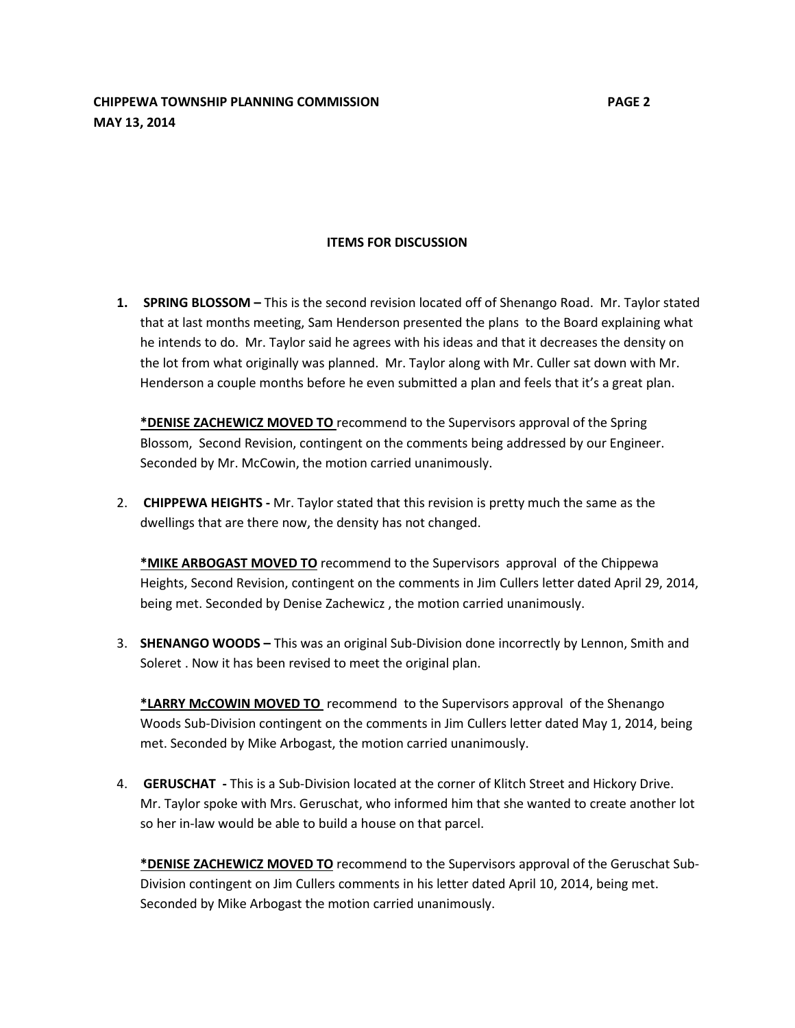## ITEMS FOR DISCUSSION

1. **SPRING BLOSSOM –** This is the second revision located off of Shenango Road. Mr. Taylor stated that at last months meeting, Sam Henderson presented the plans to the Board explaining what he intends to do. Mr. Taylor said he agrees with his ideas and that it decreases the density on the lot from what originally was planned. Mr. Taylor along with Mr. Culler sat down with Mr. Henderson a couple months before he even submitted a plan and feels that it's a great plan.

   **<u>*DENISE ZACHEWICZ MOVED TO</u>** recommend to the Supervisors approval of the Spring Blossom, Second Revision, contingent on the comments being addressed by our Engineer. Seconded by Mr. McCowin, the motion carried unanimously.

2. **CHIPPEWA HEIGHTS -** Mr. Taylor stated that this revision is pretty much the same as the dwellings that are there now, the density has not changed.

   **<u>*MIKE ARBOGAST MOVED TO</u>** recommend to the Supervisors approval of the Chippewa Heights, Second Revision, contingent on the comments in Jim Cullers letter dated April 29, 2014, being met. Seconded by Denise Zachewicz , the motion carried unanimously.

3. **SHENANGO WOODS –** This was an original Sub-Division done incorrectly by Lennon, Smith and Soleret . Now it has been revised to meet the original plan.

   **<u>*LARRY McCOWIN MOVED TO</u>** recommend to the Supervisors approval of the Shenango Woods Sub-Division contingent on the comments in Jim Cullers letter dated May 1, 2014, being met. Seconded by Mike Arbogast, the motion carried unanimously.

4. **GERUSCHAT -** This is a Sub-Division located at the corner of Klitch Street and Hickory Drive. Mr. Taylor spoke with Mrs. Geruschat, who informed him that she wanted to create another lot so her in-law would be able to build a house on that parcel.

   **<u>*DENISE ZACHEWICZ MOVED TO</u>** recommend to the Supervisors approval of the Geruschat Sub-Division contingent on Jim Cullers comments in his letter dated April 10, 2014, being met. Seconded by Mike Arbogast the motion carried unanimously.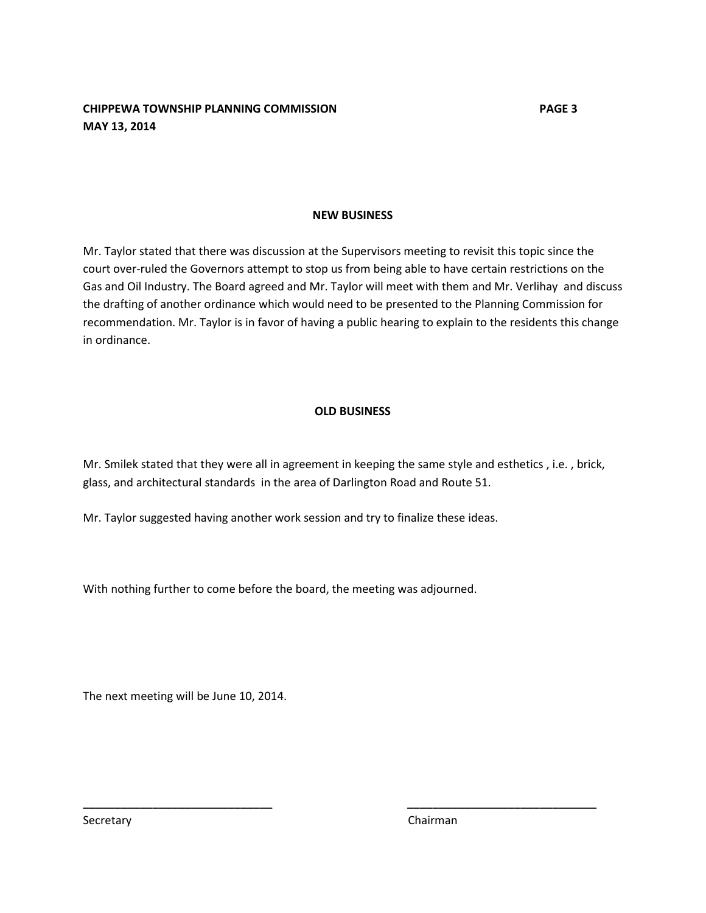## NEW BUSINESS

Mr. Taylor stated that there was discussion at the Supervisors meeting to revisit this topic since the court over-ruled the Governors attempt to stop us from being able to have certain restrictions on the Gas and Oil Industry. The Board agreed and Mr. Taylor will meet with them and Mr. Verlihay and discuss the drafting of another ordinance which would need to be presented to the Planning Commission for recommendation. Mr. Taylor is in favor of having a public hearing to explain to the residents this change in ordinance.

## OLD BUSINESS

Mr. Smilek stated that they were all in agreement in keeping the same style and esthetics , i.e. , brick, glass, and architectural standards in the area of Darlington Road and Route 51.

Mr. Taylor suggested having another work session and try to finalize these ideas.

With nothing further to come before the board, the meeting was adjourned.

The next meeting will be June 10, 2014.

_____________________________ _____________________________

Secretary Chairman